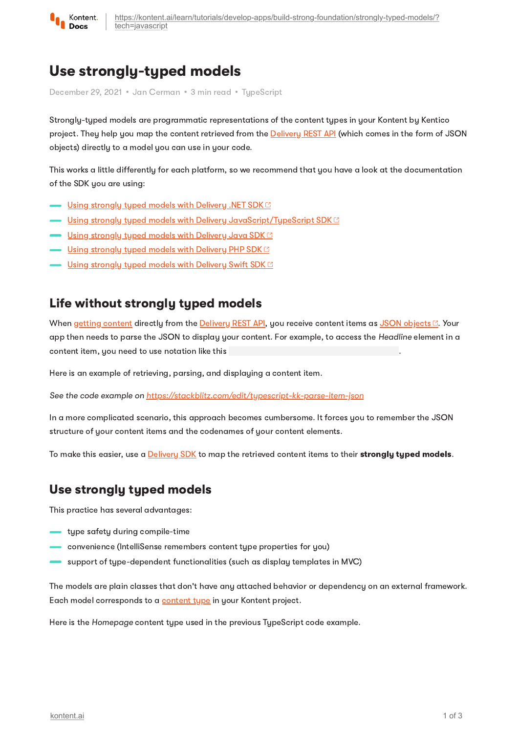# Use strongly-typed models

December 29, 2021 • Jan Cerman • 3 min read • TypeScript

Strongly-typed models are programmatic representations of the content types in your Kontent by Kentico project. They help you map the content retrieved from the Delivery REST API (which comes in the form of JSON objects) directly to a model you can use in your code.

This works a little differently for each platform, so we recommend that you have a look at the documentation of the SDK you are using:

- Using strongly typed models with Delivery .NET SDK
- Using strongly typed models with Delivery JavaScript/TypeScript SDK
- Using strongly typed models with Delivery Java SDK
- Using strongly typed models with Delivery PHP SDK
- Using strongly typed models with Delivery Swift SDK

## Life without strongly typed models

When getting content directly from the Delivery REST API, you receive content items as JSON objects. Your app then needs to parse the JSON to display your content. For example, to access the *Headline* element in a content item, you need to use notation like this .

Here is an example of retrieving, parsing, and displaying a content item.

*See the code example on https://stackblitz.com/edit/typescript-kk-parse-item-json*

In a more complicated scenario, this approach becomes cumbersome. It forces you to remember the JSON structure of your content items and the codenames of your content elements.

To make this easier, use a Delivery SDK to map the retrieved content items to their **strongly typed models**.

## Use strongly typed models

This practice has several advantages:

- type safety during compile-time
- convenience (IntelliSense remembers content type properties for you)
- support of type-dependent functionalities (such as display templates in MVC)

The models are plain classes that don't have any attached behavior or dependency on an external framework. Each model corresponds to a content type in your Kontent project.

Here is the *Homepage* content type used in the previous TypeScript code example.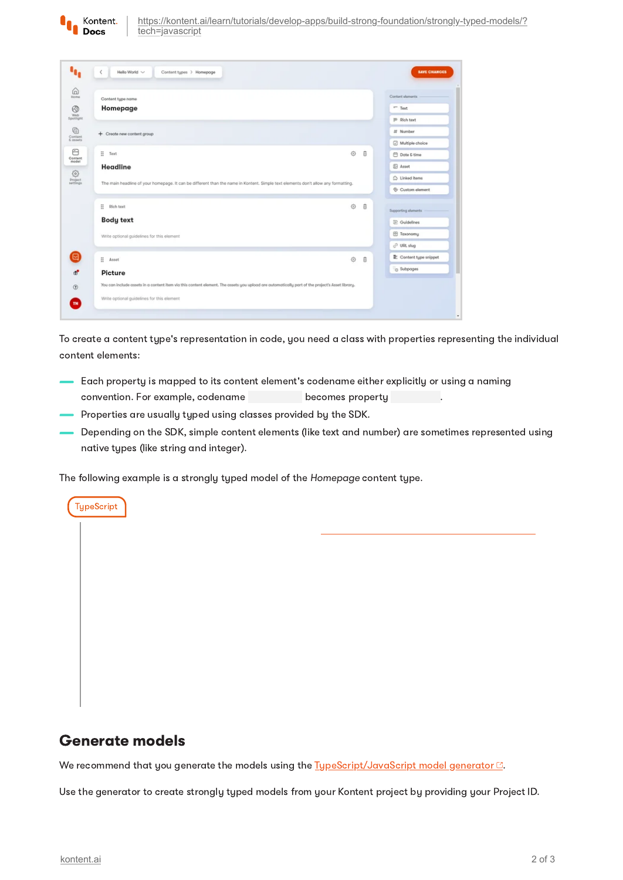To create a content type's representation in code, you need a class with properties representing the individual content elements:

- Each property is mapped to its content element's codename either explicitly or using a naming convention. For example, codename  becomes property .
- Properties are usually typed using classes provided by the SDK.
- Depending on the SDK, simple content elements (like text and number) are sometimes represented using native types (like string and integer).

The following example is a strongly typed model of the *Homepage* content type.

TypeScript

## Generate models

We recommend that you generate the models using the [TypeScript/JavaScript model generator](#).

Use the generator to create strongly typed models from your Kontent project by providing your Project ID.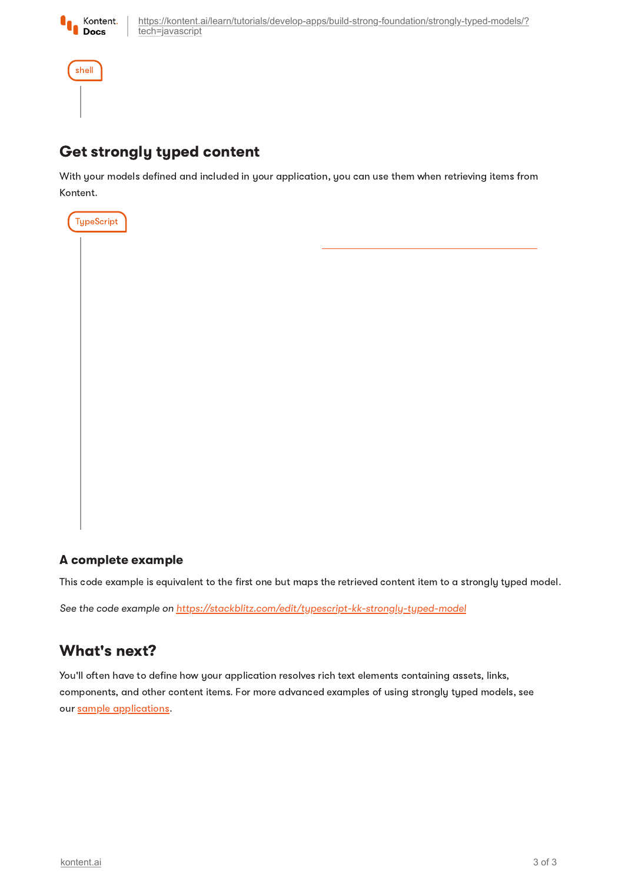shell

## Get strongly typed content

With your models defined and included in your application, you can use them when retrieving items from Kontent.

TypeScript

### A complete example

This code example is equivalent to the first one but maps the retrieved content item to a strongly typed model.

*See the code example on https://stackblitz.com/edit/typescript-kk-strongly-typed-model*

## What's next?

You'll often have to define how your application resolves rich text elements containing assets, links, components, and other content items. For more advanced examples of using strongly typed models, see our sample applications.